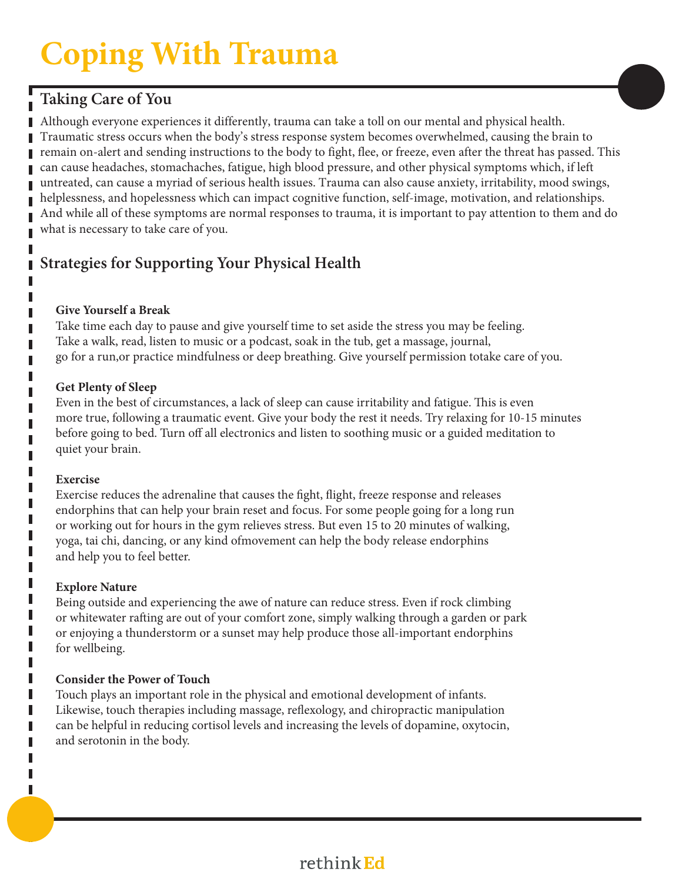# Coping With Trauma

## Taking Care of You

Although everyone experiences it differently, trauma can take a toll on our mental and physical health. Traumatic stress occurs when the body's stress response system becomes overwhelmed, causing the brain to remain on-alert and sending instructions to the body to fight, flee, or freeze, even after the threat has passed. This can cause headaches, stomachaches, fatigue, high blood pressure, and other physical symptoms which, if left untreated, can cause a myriad of serious health issues. Trauma can also cause anxiety, irritability, mood swings, helplessness, and hopelessness which can impact cognitive function, self-image, motivation, and relationships. And while all of these symptoms are normal responses to trauma, it is important to pay attention to them and do what is necessary to take care of you.

## Strategies for Supporting Your Physical Health

### Give Yourself a Break

Take time each day to pause and give yourself time to set aside the stress you may be feeling. Take a walk, read, listen to music or a podcast, soak in the tub, get a massage, journal, go for a run,or practice mindfulness or deep breathing. Give yourself permission totake care of you.

### Get Plenty of Sleep

Even in the best of circumstances, a lack of sleep can cause irritability and fatigue. This is even more true, following a traumatic event. Give your body the rest it needs. Try relaxing for 10-15 minutes before going to bed. Turn off all electronics and listen to soothing music or a guided meditation to quiet your brain.

### Exercise

Exercise reduces the adrenaline that causes the fight, flight, freeze response and releases endorphins that can help your brain reset and focus. For some people going for a long run or working out for hours in the gym relieves stress. But even 15 to 20 minutes of walking, yoga, tai chi, dancing, or any kind ofmovement can help the body release endorphins and help you to feel better.

### Explore Nature

Being outside and experiencing the awe of nature can reduce stress. Even if rock climbing or whitewater rafting are out of your comfort zone, simply walking through a garden or park or enjoying a thunderstorm or a sunset may help produce those all-important endorphins for wellbeing.

### Consider the Power of Touch

Touch plays an important role in the physical and emotional development of infants. Likewise, touch therapies including massage, reflexology, and chiropractic manipulation can be helpful in reducing cortisol levels and increasing the levels of dopamine, oxytocin, and serotonin in the body.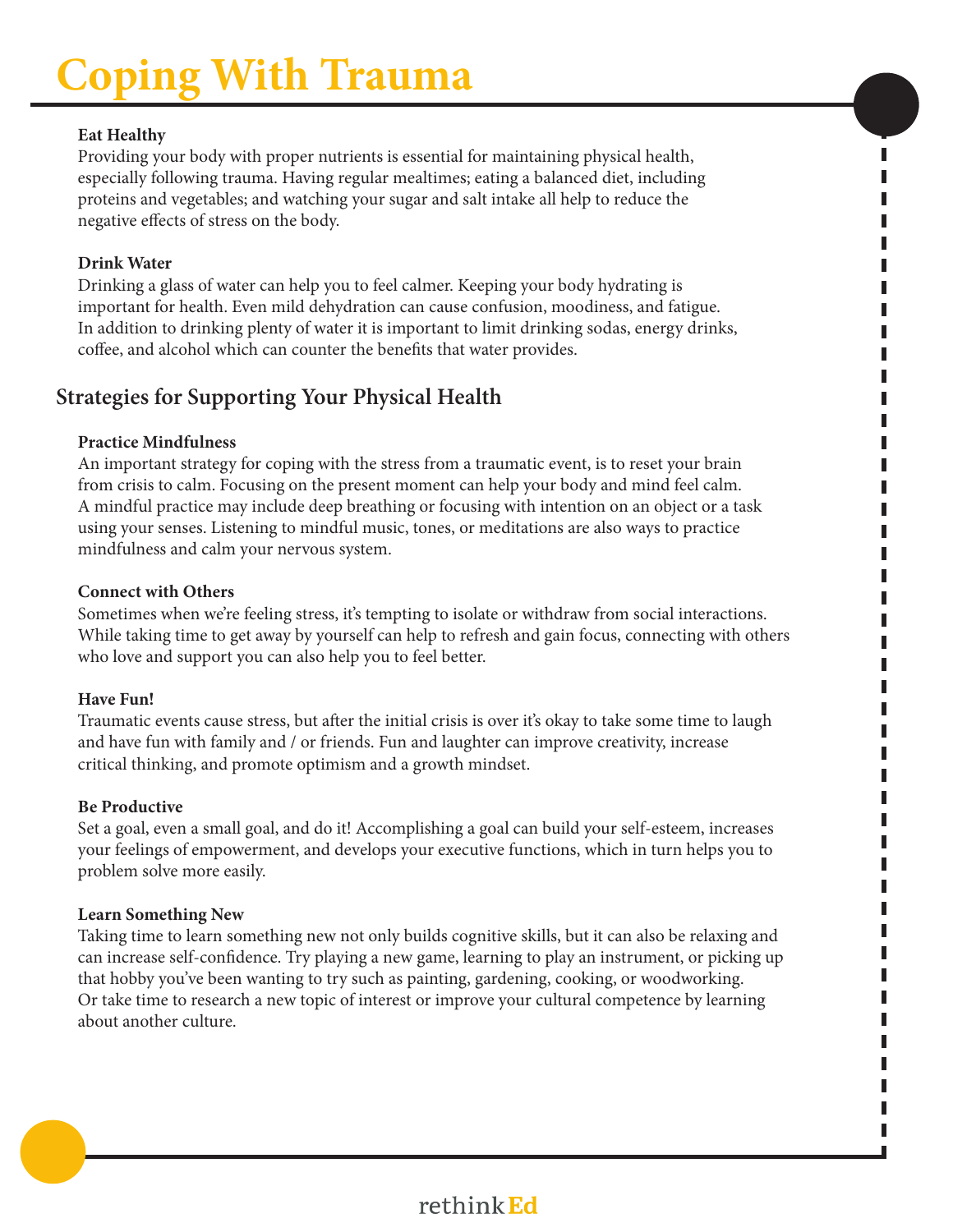# Coping With Trauma

**Eat Healthy**

Providing your body with proper nutrients is essential for maintaining physical health, especially following trauma. Having regular mealtimes; eating a balanced diet, including proteins and vegetables; and watching your sugar and salt intake all help to reduce the negative effects of stress on the body.

**Drink Water**

Drinking a glass of water can help you to feel calmer. Keeping your body hydrating is important for health. Even mild dehydration can cause confusion, moodiness, and fatigue. In addition to drinking plenty of water it is important to limit drinking sodas, energy drinks, coffee, and alcohol which can counter the benefits that water provides.

## Strategies for Supporting Your Physical Health

**Practice Mindfulness**

An important strategy for coping with the stress from a traumatic event, is to reset your brain from crisis to calm. Focusing on the present moment can help your body and mind feel calm. A mindful practice may include deep breathing or focusing with intention on an object or a task using your senses. Listening to mindful music, tones, or meditations are also ways to practice mindfulness and calm your nervous system.

**Connect with Others**

Sometimes when we're feeling stress, it's tempting to isolate or withdraw from social interactions. While taking time to get away by yourself can help to refresh and gain focus, connecting with others who love and support you can also help you to feel better.

**Have Fun!**

Traumatic events cause stress, but after the initial crisis is over it's okay to take some time to laugh and have fun with family and / or friends. Fun and laughter can improve creativity, increase critical thinking, and promote optimism and a growth mindset.

**Be Productive**

Set a goal, even a small goal, and do it! Accomplishing a goal can build your self-esteem, increases your feelings of empowerment, and develops your executive functions, which in turn helps you to problem solve more easily.

**Learn Something New**

Taking time to learn something new not only builds cognitive skills, but it can also be relaxing and can increase self-confidence. Try playing a new game, learning to play an instrument, or picking up that hobby you've been wanting to try such as painting, gardening, cooking, or woodworking. Or take time to research a new topic of interest or improve your cultural competence by learning about another culture.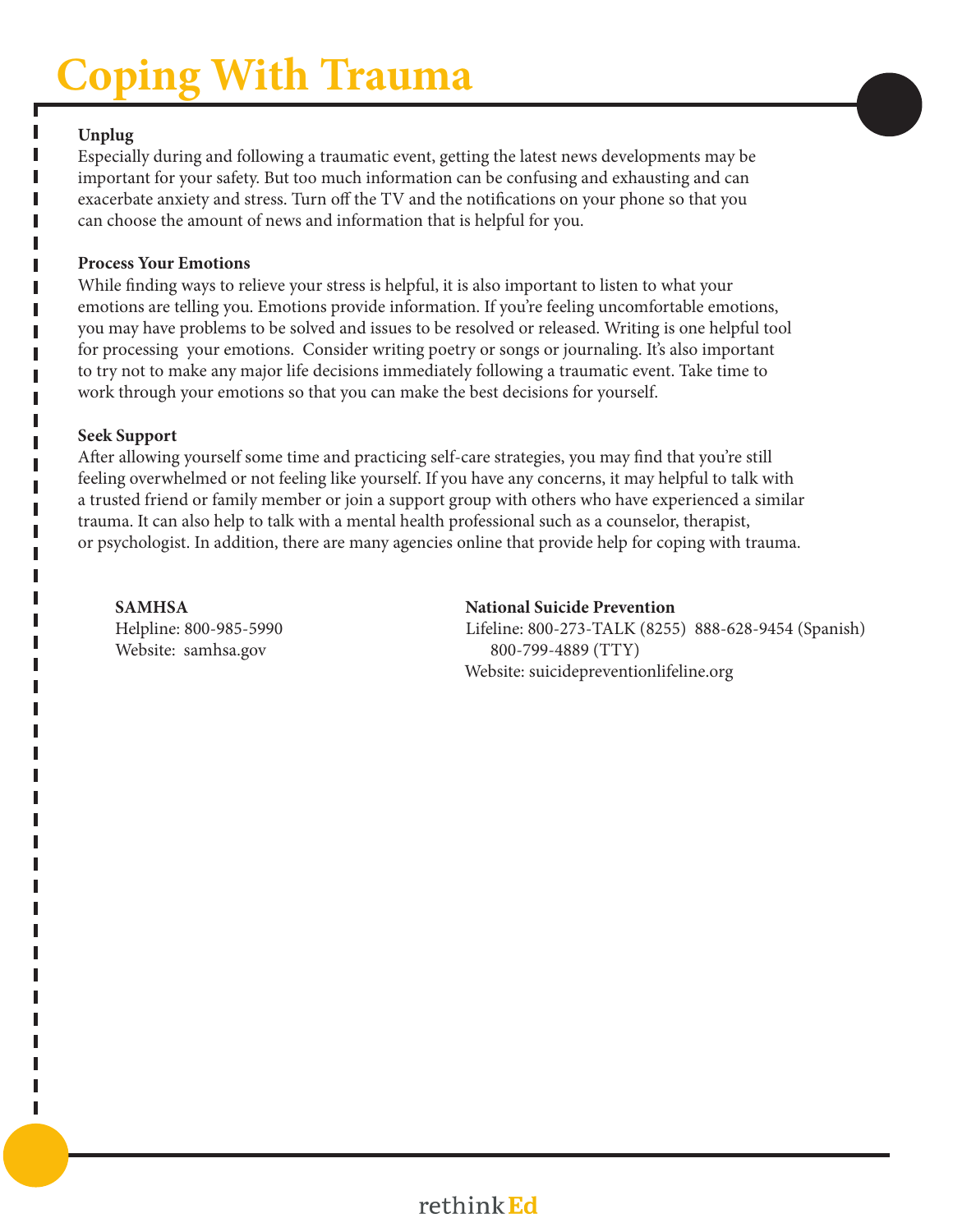# Coping With Trauma

**Unplug**

Especially during and following a traumatic event, getting the latest news developments may be important for your safety. But too much information can be confusing and exhausting and can exacerbate anxiety and stress. Turn off the TV and the notifications on your phone so that you can choose the amount of news and information that is helpful for you.

**Process Your Emotions**

While finding ways to relieve your stress is helpful, it is also important to listen to what your emotions are telling you. Emotions provide information. If you're feeling uncomfortable emotions, you may have problems to be solved and issues to be resolved or released. Writing is one helpful tool for processing your emotions. Consider writing poetry or songs or journaling. It's also important to try not to make any major life decisions immediately following a traumatic event. Take time to work through your emotions so that you can make the best decisions for yourself.

**Seek Support**

After allowing yourself some time and practicing self-care strategies, you may find that you're still feeling overwhelmed or not feeling like yourself. If you have any concerns, it may helpful to talk with a trusted friend or family member or join a support group with others who have experienced a similar trauma. It can also help to talk with a mental health professional such as a counselor, therapist, or psychologist. In addition, there are many agencies online that provide help for coping with trauma.

**SAMHSA**
Helpline: 800-985-5990
Website: samhsa.gov

**National Suicide Prevention**
Lifeline: 800-273-TALK (8255) 888-628-9454 (Spanish)
800-799-4889 (TTY)
Website: suicidepreventionlifeline.org

rethink Ed